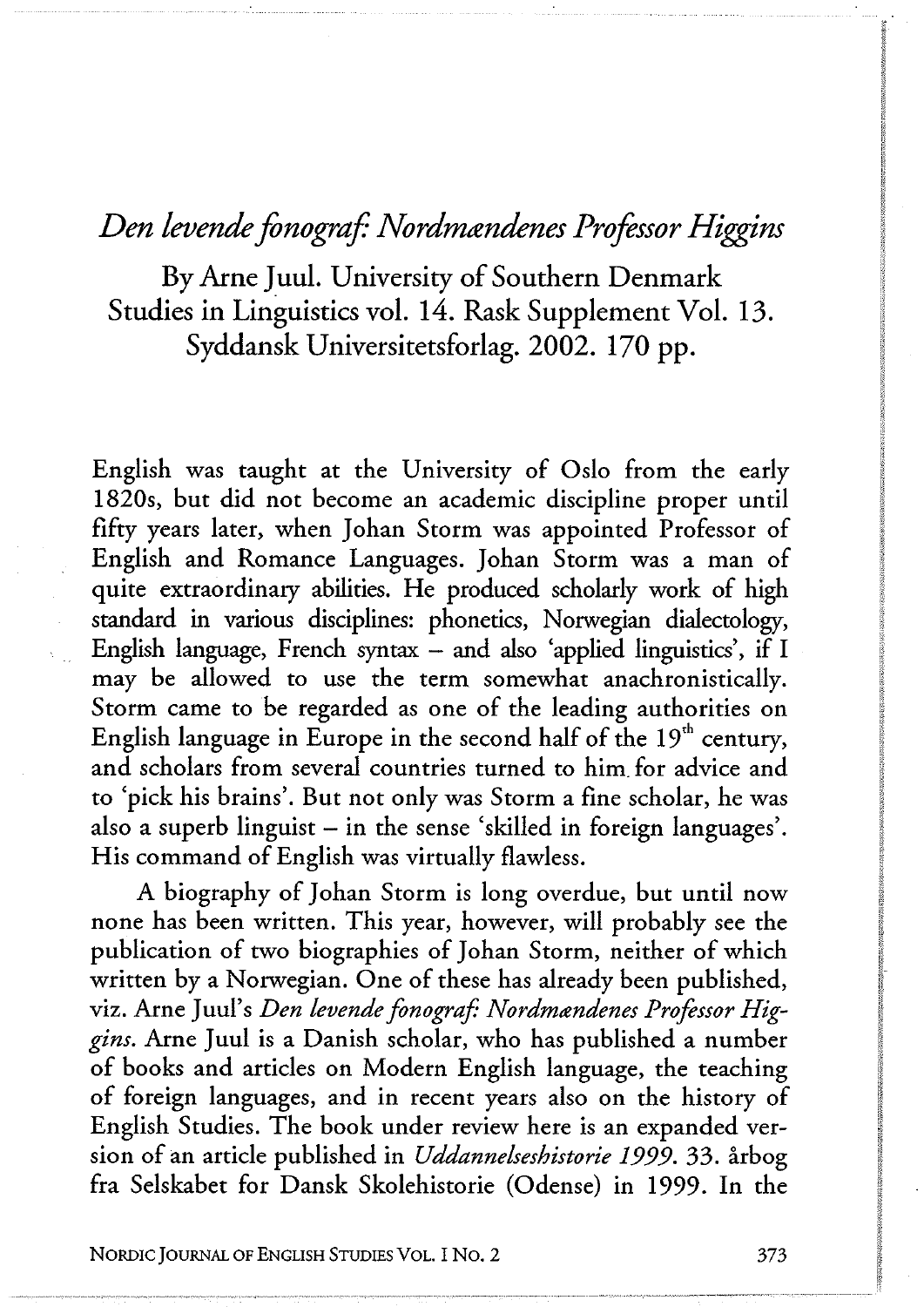# *Den levende fonograf: Nordmændenes Professor Higgins*

By Arne Juul. University of Southern Denmark Studies in Linguistics vol. 14. Rask Supplement Vol. 13. Syddansk Universitetsforlag. 2002. 170 pp.

English was taught at the University of Oslo from the early 1820s, but did not become an academic discipline proper until fifty years later, when Johan Storm was appointed Professor of English and Romance Languages. Johan Storm was a man of quite extraordinary abilities. He produced scholarly work of high standard in various disciplines: phonetics, Norwegian dialectology, English language, French syntax – and also 'applied linguistics', if I may be allowed to use the term somewhat anachronistically. Storm came to be regarded as one of the leading authorities on English language in Europe in the second half of the 19th century, and scholars from several countries turned to him for advice and to 'pick his brains'. But not only was Storm a fine scholar, he was also a superb linguist – in the sense 'skilled in foreign languages'. His command of English was virtually flawless.

A biography of Johan Storm is long overdue, but until now none has been written. This year, however, will probably see the publication of two biographies of Johan Storm, neither of which written by a Norwegian. One of these has already been published, viz. Arne Juul's *Den levende fonograf: Nordmændenes Professor Higgins*. Arne Juul is a Danish scholar, who has published a number of books and articles on Modern English language, the teaching of foreign languages, and in recent years also on the history of English Studies. The book under review here is an expanded version of an article published in *Uddannelseshistorie 1999*. 33. årbog fra Selskabet for Dansk Skolehistorie (Odense) in 1999. In the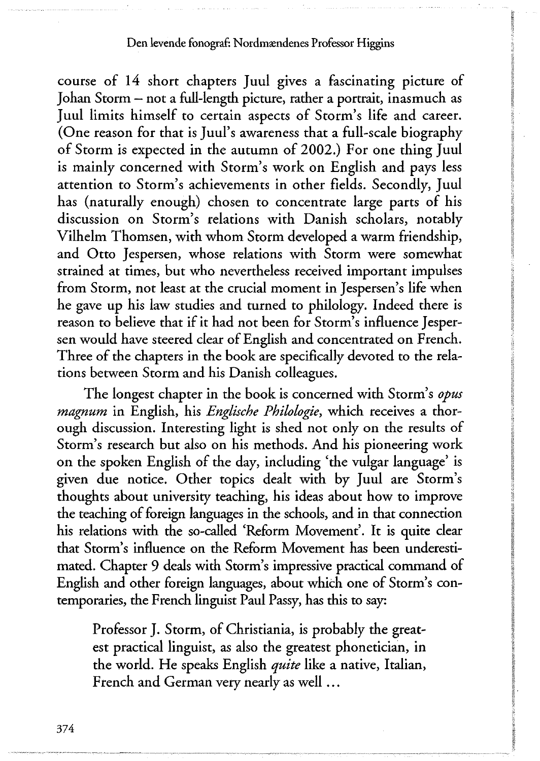course of 14 short chapters Juul gives a fascinating picture of Johan Storm – not a full-length picture, rather a portrait, inasmuch as Juul limits himself to certain aspects of Storm's life and career. (One reason for that is Juul's awareness that a full-scale biography of Storm is expected in the autumn of 2002.) For one thing Juul is mainly concerned with Storm's work on English and pays less attention to Storm's achievements in other fields. Secondly, Juul has (naturally enough) chosen to concentrate large parts of his discussion on Storm's relations with Danish scholars, notably Vilhelm Thomsen, with whom Storm developed a warm friendship, and Otto Jespersen, whose relations with Storm were somewhat strained at times, but who nevertheless received important impulses from Storm, not least at the crucial moment in Jespersen's life when he gave up his law studies and turned to philology. Indeed there is reason to believe that if it had not been for Storm's influence Jespersen would have steered clear of English and concentrated on French. Three of the chapters in the book are specifically devoted to the relations between Storm and his Danish colleagues.

The longest chapter in the book is concerned with Storm's *opus magnum* in English, his *Englische Philologie*, which receives a thorough discussion. Interesting light is shed not only on the results of Storm's research but also on his methods. And his pioneering work on the spoken English of the day, including 'the vulgar language' is given due notice. Other topics dealt with by Juul are Storm's thoughts about university teaching, his ideas about how to improve the teaching of foreign languages in the schools, and in that connection his relations with the so-called 'Reform Movement'. It is quite clear that Storm's influence on the Reform Movement has been underestimated. Chapter 9 deals with Storm's impressive practical command of English and other foreign languages, about which one of Storm's contemporaries, the French linguist Paul Passy, has this to say:

> Professor J. Storm, of Christiania, is probably the greatest practical linguist, as also the greatest phonetician, in the world. He speaks English *quite* like a native, Italian, French and German very nearly as well ...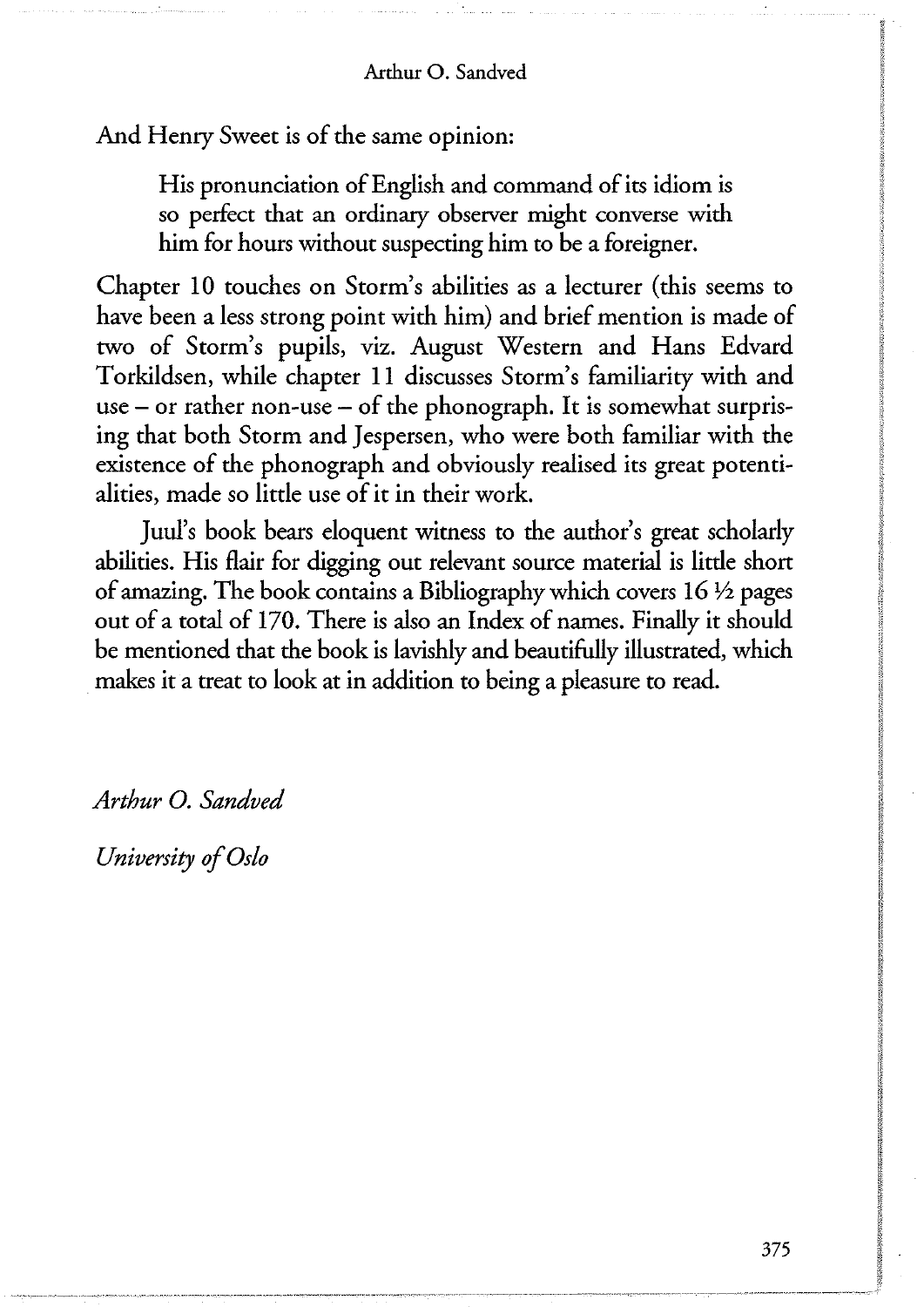And Henry Sweet is of the same opinion:

> His pronunciation of English and command of its idiom is so perfect that an ordinary observer might converse with him for hours without suspecting him to be a foreigner.

Chapter 10 touches on Storm's abilities as a lecturer (this seems to have been a less strong point with him) and brief mention is made of two of Storm's pupils, viz. August Western and Hans Edvard Torkildsen, while chapter 11 discusses Storm's familiarity with and use – or rather non-use – of the phonograph. It is somewhat surprising that both Storm and Jespersen, who were both familiar with the existence of the phonograph and obviously realised its great potentialities, made so little use of it in their work.

Juul's book bears eloquent witness to the author's great scholarly abilities. His flair for digging out relevant source material is little short of amazing. The book contains a Bibliography which covers 16 ½ pages out of a total of 170. There is also an Index of names. Finally it should be mentioned that the book is lavishly and beautifully illustrated, which makes it a treat to look at in addition to being a pleasure to read.

*Arthur O. Sandved*

*University of Oslo*